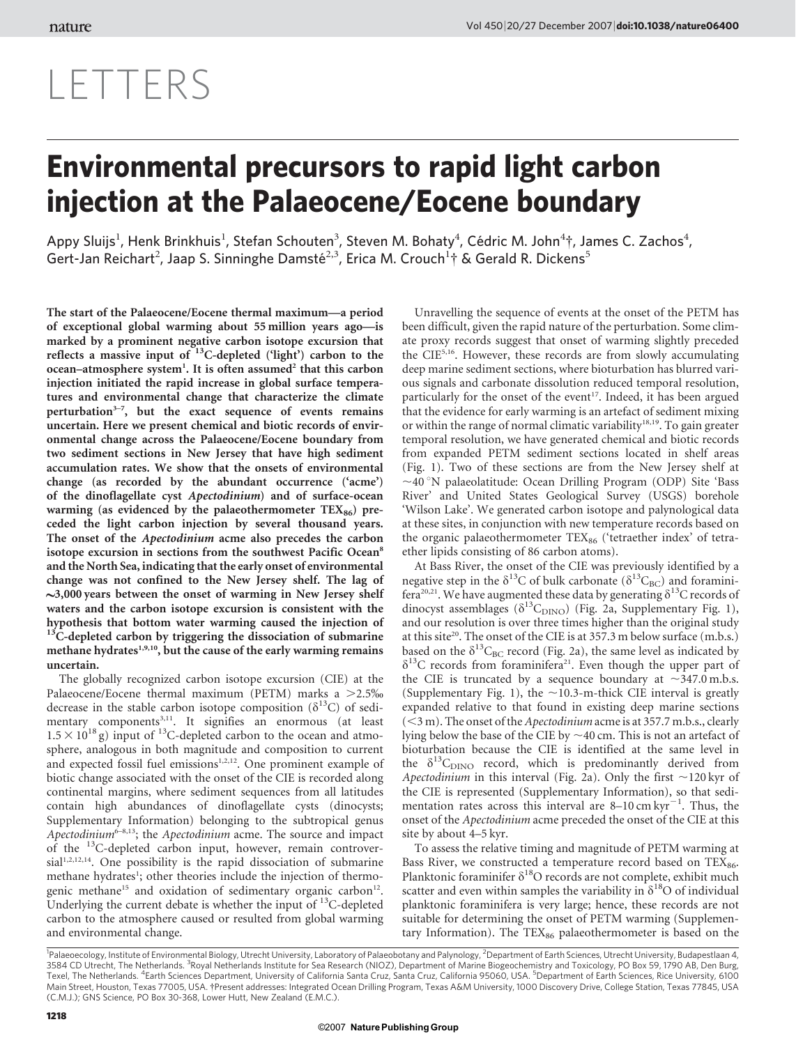LETTERS

# Environmental precursors to rapid light carbon injection at the Palaeocene/Eocene boundary

Appy Sluijs[1], Henk Brinkhuis[1], Stefan Schouten[3], Steven M. Bohaty[4], Cédric M. John[4]†, James C. Zachos[4], Gert-Jan Reichart[2], Jaap S. Sinninghe Damsté[2,3], Erica M. Crouch[1]† & Gerald R. Dickens[5]

**The start of the Palaeocene/Eocene thermal maximum—a period of exceptional global warming about 55 million years ago—is marked by a prominent negative carbon isotope excursion that reflects a massive input of $^{13}$C-depleted ('light') carbon to the ocean–atmosphere system[1]. It is often assumed[2] that this carbon injection initiated the rapid increase in global surface temperatures and environmental change that characterize the climate perturbation[3–7], but the exact sequence of events remains uncertain. Here we present chemical and biotic records of environmental change across the Palaeocene/Eocene boundary from two sediment sections in New Jersey that have high sediment accumulation rates. We show that the onsets of environmental change (as recorded by the abundant occurrence ('acme') of the dinoflagellate cyst *Apectodinium*) and of surface-ocean warming (as evidenced by the palaeothermometer $TEX_{86}$) preceded the light carbon injection by several thousand years. The onset of the *Apectodinium* acme also precedes the carbon isotope excursion in sections from the southwest Pacific Ocean[8] and the North Sea, indicating that the early onset of environmental change was not confined to the New Jersey shelf. The lag of ~3,000 years between the onset of warming in New Jersey shelf waters and the carbon isotope excursion is consistent with the hypothesis that bottom water warming caused the injection of $^{13}$C-depleted carbon by triggering the dissociation of submarine methane hydrates[1,9,10], but the cause of the early warming remains uncertain.**

The globally recognized carbon isotope excursion (CIE) at the Palaeocene/Eocene thermal maximum (PETM) marks a >2.5‰ decrease in the stable carbon isotope composition ($\delta^{13}$C) of sedimentary components[3,11]. It signifies an enormous (at least $1.5 \times 10^{18}$ g) input of $^{13}$C-depleted carbon to the ocean and atmosphere, analogous in both magnitude and composition to current and expected fossil fuel emissions[1,2,12]. One prominent example of biotic change associated with the onset of the CIE is recorded along continental margins, where sediment sequences from all latitudes contain high abundances of dinoflagellate cysts (dinocysts; Supplementary Information) belonging to the subtropical genus *Apectodinium*[6–8,13]; the *Apectodinium* acme. The source and impact of the $^{13}$C-depleted carbon input, however, remain controversial[1,2,12,14]. One possibility is the rapid dissociation of submarine methane hydrates[1]; other theories include the injection of thermogenic methane[15] and oxidation of sedimentary organic carbon[12]. Underlying the current debate is whether the input of $^{13}$C-depleted carbon to the atmosphere caused or resulted from global warming and environmental change.

Unravelling the sequence of events at the onset of the PETM has been difficult, given the rapid nature of the perturbation. Some climate proxy records suggest that onset of warming slightly preceded the CIE[5,16]. However, these records are from slowly accumulating deep marine sediment sections, where bioturbation has blurred various signals and carbonate dissolution reduced temporal resolution, particularly for the onset of the event[17]. Indeed, it has been argued that the evidence for early warming is an artefact of sediment mixing or within the range of normal climatic variability[18,19]. To gain greater temporal resolution, we have generated chemical and biotic records from expanded PETM sediment sections located in shelf areas (Fig. 1). Two of these sections are from the New Jersey shelf at ~40 °N palaeolatitude: Ocean Drilling Program (ODP) Site 'Bass River' and United States Geological Survey (USGS) borehole 'Wilson Lake'. We generated carbon isotope and palynological data at these sites, in conjunction with new temperature records based on the organic palaeothermometer $TEX_{86}$ ('tetraether index' of tetraether lipids consisting of 86 carbon atoms).

At Bass River, the onset of the CIE was previously identified by a negative step in the $\delta^{13}$C of bulk carbonate ($\delta^{13}C_{BC}$) and foraminifera[20,21]. We have augmented these data by generating $\delta^{13}$C records of dinocyst assemblages ($\delta^{13}C_{DINO}$) (Fig. 2a, Supplementary Fig. 1), and our resolution is over three times higher than the original study at this site[20]. The onset of the CIE is at 357.3 m below surface (m.b.s.) based on the $\delta^{13}C_{BC}$ record (Fig. 2a), the same level as indicated by $\delta^{13}$C records from foraminifera[21]. Even though the upper part of the CIE is truncated by a sequence boundary at ~347.0 m.b.s. (Supplementary Fig. 1), the ~10.3-m-thick CIE interval is greatly expanded relative to that found in existing deep marine sections (<3 m). The onset of the *Apectodinium* acme is at 357.7 m.b.s., clearly lying below the base of the CIE by ~40 cm. This is not an artefact of bioturbation because the CIE is identified at the same level in the $\delta^{13}C_{DINO}$ record, which is predominantly derived from *Apectodinium* in this interval (Fig. 2a). Only the first ~120 kyr of the CIE is represented (Supplementary Information), so that sedimentation rates across this interval are 8–10 cm kyr$^{-1}$. Thus, the onset of the *Apectodinium* acme preceded the onset of the CIE at this site by about 4–5 kyr.

To assess the relative timing and magnitude of PETM warming at Bass River, we constructed a temperature record based on $TEX_{86}$. Planktonic foraminifer $\delta^{18}$O records are not complete, exhibit much scatter and even within samples the variability in $\delta^{18}$O of individual planktonic foraminifera is very large; hence, these records are not suitable for determining the onset of PETM warming (Supplementary Information). The $TEX_{86}$ palaeothermometer is based on the

[1]Palaeoecology, Institute of Environmental Biology, Utrecht University, Laboratory of Palaeobotany and Palynology, [2]Department of Earth Sciences, Utrecht University, Budapestlaan 4, 3584 CD Utrecht, The Netherlands. [3]Royal Netherlands Institute for Sea Research (NIOZ), Department of Marine Biogeochemistry and Toxicology, PO Box 59, 1790 AB, Den Burg, Texel, The Netherlands. [4]Earth Sciences Department, University of California Santa Cruz, Santa Cruz, California 95060, USA. [5]Department of Earth Sciences, Rice University, 6100 Main Street, Houston, Texas 77005, USA. †Present addresses: Integrated Ocean Drilling Program, Texas A&M University, 1000 Discovery Drive, College Station, Texas 77845, USA (C.M.J.); GNS Science, PO Box 30-368, Lower Hutt, New Zealand (E.M.C.).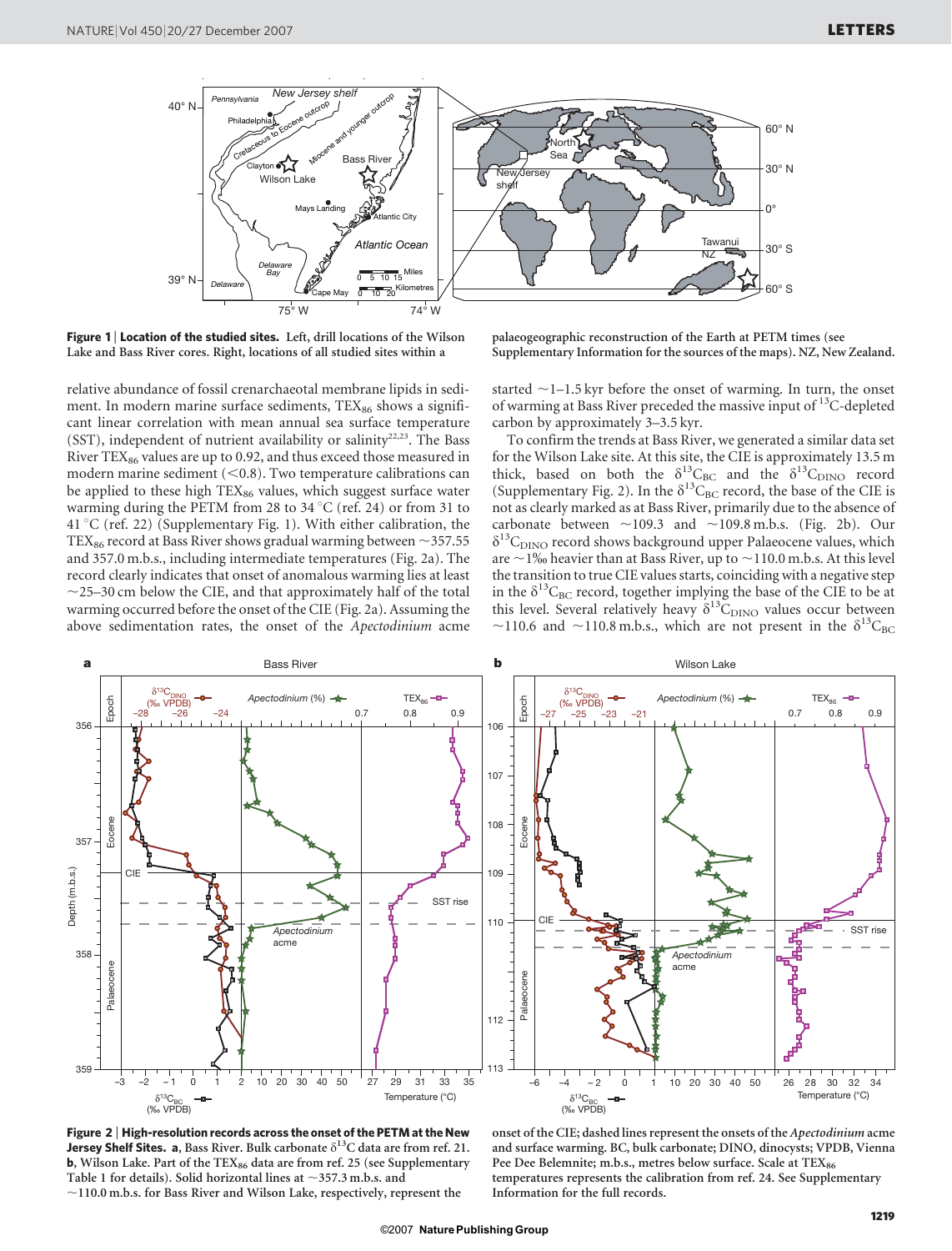**Figure 1 | Location of the studied sites.** Left, drill locations of the Wilson Lake and Bass River cores. Right, locations of all studied sites within a palaeogeographic reconstruction of the Earth at PETM times (see Supplementary Information for the sources of the maps). NZ, New Zealand.

relative abundance of fossil crenarchaeotal membrane lipids in sediment. In modern marine surface sediments, $TEX_{86}$ shows a significant linear correlation with mean annual sea surface temperature (SST), independent of nutrient availability or salinity[22,23]. The Bass River $TEX_{86}$ values are up to 0.92, and thus exceed those measured in modern marine sediment (<0.8). Two temperature calibrations can be applied to these high $TEX_{86}$ values, which suggest surface water warming during the PETM from 28 to 34 °C (ref. 24) or from 31 to 41 °C (ref. 22) (Supplementary Fig. 1). With either calibration, the $TEX_{86}$ record at Bass River shows gradual warming between ~357.55 and 357.0 m.b.s., including intermediate temperatures (Fig. 2a). The record clearly indicates that onset of anomalous warming lies at least ~25–30 cm below the CIE, and that approximately half of the total warming occurred before the onset of the CIE (Fig. 2a). Assuming the above sedimentation rates, the onset of the *Apectodinium* acme started ~1–1.5 kyr before the onset of warming. In turn, the onset of warming at Bass River preceded the massive input of $^{13}C$-depleted carbon by approximately 3–3.5 kyr.

To confirm the trends at Bass River, we generated a similar data set for the Wilson Lake site. At this site, the CIE is approximately 13.5 m thick, based on both the $\delta^{13}C_{BC}$ and the $\delta^{13}C_{DINO}$ record (Supplementary Fig. 2). In the $\delta^{13}C_{BC}$ record, the base of the CIE is not as clearly marked as at Bass River, primarily due to the absence of carbonate between ~109.3 and ~109.8 m.b.s. (Fig. 2b). Our $\delta^{13}C_{DINO}$ record shows background upper Palaeocene values, which are ~1‰ heavier than at Bass River, up to ~110.0 m.b.s. At this level the transition to true CIE values starts, coinciding with a negative step in the $\delta^{13}C_{BC}$ record, together implying the base of the CIE to be at this level. Several relatively heavy $\delta^{13}C_{DINO}$ values occur between ~110.6 and ~110.8 m.b.s., which are not present in the $\delta^{13}C_{BC}$

**Figure 2 | High-resolution records across the onset of the PETM at the New Jersey Shelf Sites. a**, Bass River. Bulk carbonate $\delta^{13}C$ data are from ref. 21. **b**, Wilson Lake. Part of the $TEX_{86}$ data are from ref. 25 (see Supplementary Table 1 for details). Solid horizontal lines at ~357.3 m.b.s. and ~110.0 m.b.s. for Bass River and Wilson Lake, respectively, represent the onset of the CIE; dashed lines represent the onsets of the *Apectodinium* acme and surface warming. BC, bulk carbonate; DINO, dinocysts; VPDB, Vienna Pee Dee Belemnite; m.b.s., metres below surface. Scale at $TEX_{86}$ temperatures represents the calibration from ref. 24. See Supplementary Information for the full records.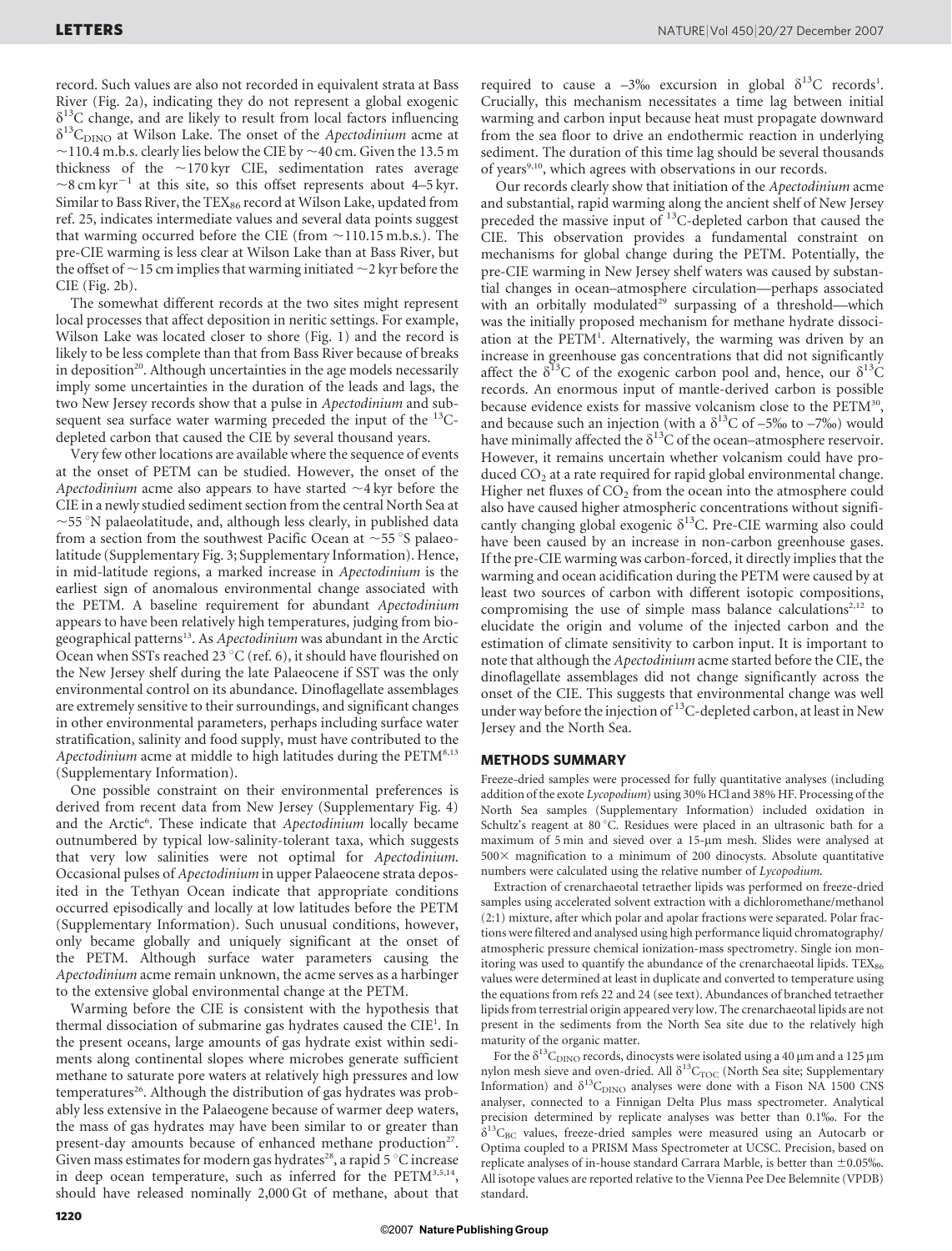record. Such values are also not recorded in equivalent strata at Bass River (Fig. 2a), indicating they do not represent a global exogenic $\delta^{13}C$ change, and are likely to result from local factors influencing $\delta^{13}C_{DINO}$ at Wilson Lake. The onset of the *Apectodinium* acme at ~110.4 m.b.s. clearly lies below the CIE by ~40 cm. Given the 13.5 m thickness of the ~170 kyr CIE, sedimentation rates average ~8 cm kyr$^{-1}$ at this site, so this offset represents about 4–5 kyr. Similar to Bass River, the $TEX_{86}$ record at Wilson Lake, updated from ref. 25, indicates intermediate values and several data points suggest that warming occurred before the CIE (from ~110.15 m.b.s.). The pre-CIE warming is less clear at Wilson Lake than at Bass River, but the offset of ~15 cm implies that warming initiated ~2 kyr before the CIE (Fig. 2b).

The somewhat different records at the two sites might represent local processes that affect deposition in neritic settings. For example, Wilson Lake was located closer to shore (Fig. 1) and the record is likely to be less complete than that from Bass River because of breaks in deposition[20]. Although uncertainties in the age models necessarily imply some uncertainties in the duration of the leads and lags, the two New Jersey records show that a pulse in *Apectodinium* and subsequent sea surface water warming preceded the input of the $^{13}C$-depleted carbon that caused the CIE by several thousand years.

Very few other locations are available where the sequence of events at the onset of PETM can be studied. However, the onset of the *Apectodinium* acme also appears to have started ~4 kyr before the CIE in a newly studied sediment section from the central North Sea at ~55 °N palaeolatitude, and, although less clearly, in published data from a section from the southwest Pacific Ocean at ~55 °S palaeolatitude (Supplementary Fig. 3; Supplementary Information). Hence, in mid-latitude regions, a marked increase in *Apectodinium* is the earliest sign of anomalous environmental change associated with the PETM. A baseline requirement for abundant *Apectodinium* appears to have been relatively high temperatures, judging from biogeographical patterns[13]. As *Apectodinium* was abundant in the Arctic Ocean when SSTs reached 23 °C (ref. 6), it should have flourished on the New Jersey shelf during the late Palaeocene if SST was the only environmental control on its abundance. Dinoflagellate assemblages are extremely sensitive to their surroundings, and significant changes in other environmental parameters, perhaps including surface water stratification, salinity and food supply, must have contributed to the *Apectodinium* acme at middle to high latitudes during the PETM[8,13] (Supplementary Information).

One possible constraint on their environmental preferences is derived from recent data from New Jersey (Supplementary Fig. 4) and the Arctic[6]. These indicate that *Apectodinium* locally became outnumbered by typical low-salinity-tolerant taxa, which suggests that very low salinities were not optimal for *Apectodinium*. Occasional pulses of *Apectodinium* in upper Palaeocene strata deposited in the Tethyan Ocean indicate that appropriate conditions occurred episodically and locally at low latitudes before the PETM (Supplementary Information). Such unusual conditions, however, only became globally and uniquely significant at the onset of the PETM. Although surface water parameters causing the *Apectodinium* acme remain unknown, the acme serves as a harbinger to the extensive global environmental change at the PETM.

Warming before the CIE is consistent with the hypothesis that thermal dissociation of submarine gas hydrates caused the CIE[1]. In the present oceans, large amounts of gas hydrate exist within sediments along continental slopes where microbes generate sufficient methane to saturate pore waters at relatively high pressures and low temperatures[26]. Although the distribution of gas hydrates was probably less extensive in the Palaeogene because of warmer deep waters, the mass of gas hydrates may have been similar to or greater than present-day amounts because of enhanced methane production[27]. Given mass estimates for modern gas hydrates[28], a rapid 5 °C increase in deep ocean temperature, such as inferred for the PETM[3,5,14], should have released nominally 2,000 Gt of methane, about that required to cause a –3‰ excursion in global $\delta^{13}C$ records[1]. Crucially, this mechanism necessitates a time lag between initial warming and carbon input because heat must propagate downward from the sea floor to drive an endothermic reaction in underlying sediment. The duration of this time lag should be several thousands of years[9,10], which agrees with observations in our records.

Our records clearly show that initiation of the *Apectodinium* acme and substantial, rapid warming along the ancient shelf of New Jersey preceded the massive input of $^{13}C$-depleted carbon that caused the CIE. This observation provides a fundamental constraint on mechanisms for global change during the PETM. Potentially, the pre-CIE warming in New Jersey shelf waters was caused by substantial changes in ocean–atmosphere circulation—perhaps associated with an orbitally modulated[29] surpassing of a threshold—which was the initially proposed mechanism for methane hydrate dissociation at the PETM[1]. Alternatively, the warming was driven by an increase in greenhouse gas concentrations that did not significantly affect the $\delta^{13}C$ of the exogenic carbon pool and, hence, our $\delta^{13}C$ records. An enormous input of mantle-derived carbon is possible because evidence exists for massive volcanism close to the PETM[30], and because such an injection (with a $\delta^{13}C$ of –5‰ to –7‰) would have minimally affected the $\delta^{13}C$ of the ocean–atmosphere reservoir. However, it remains uncertain whether volcanism could have produced $CO_2$ at a rate required for rapid global environmental change. Higher net fluxes of $CO_2$ from the ocean into the atmosphere could also have caused higher atmospheric concentrations without significantly changing global exogenic $\delta^{13}C$. Pre-CIE warming also could have been caused by an increase in non-carbon greenhouse gases. If the pre-CIE warming was carbon-forced, it directly implies that the warming and ocean acidification during the PETM were caused by at least two sources of carbon with different isotopic compositions, compromising the use of simple mass balance calculations[2,12] to elucidate the origin and volume of the injected carbon and the estimation of climate sensitivity to carbon input. It is important to note that although the *Apectodinium* acme started before the CIE, the dinoflagellate assemblages did not change significantly across the onset of the CIE. This suggests that environmental change was well under way before the injection of $^{13}C$-depleted carbon, at least in New Jersey and the North Sea.

## METHODS SUMMARY

Freeze-dried samples were processed for fully quantitative analyses (including addition of the exote *Lycopodium*) using 30% HCl and 38% HF. Processing of the North Sea samples (Supplementary Information) included oxidation in Schultz's reagent at 80 °C. Residues were placed in an ultrasonic bath for a maximum of 5 min and sieved over a 15-μm mesh. Slides were analysed at 500× magnification to a minimum of 200 dinocysts. Absolute quantitative numbers were calculated using the relative number of *Lycopodium*.

Extraction of crenarchaeotal tetraether lipids was performed on freeze-dried samples using accelerated solvent extraction with a dichloromethane/methanol (2:1) mixture, after which polar and apolar fractions were separated. Polar fractions were filtered and analysed using high performance liquid chromatography/atmospheric pressure chemical ionization-mass spectrometry. Single ion monitoring was used to quantify the abundance of the crenarchaeotal lipids. $TEX_{86}$ values were determined at least in duplicate and converted to temperature using the equations from refs 22 and 24 (see text). Abundances of branched tetraether lipids from terrestrial origin appeared very low. The crenarchaeotal lipids are not present in the sediments from the North Sea site due to the relatively high maturity of the organic matter.

For the $\delta^{13}C_{DINO}$ records, dinocysts were isolated using a 40 μm and a 125 μm nylon mesh sieve and oven-dried. All $\delta^{13}C_{TOC}$ (North Sea site; Supplementary Information) and $\delta^{13}C_{DINO}$ analyses were done with a Fison NA 1500 CNS analyser, connected to a Finnigan Delta Plus mass spectrometer. Analytical precision determined by replicate analyses was better than 0.1‰. For the $\delta^{13}C_{BC}$ values, freeze-dried samples were measured using an Autocarb or Optima coupled to a PRISM Mass Spectrometer at UCSC. Precision, based on replicate analyses of in-house standard Carrara Marble, is better than ±0.05‰. All isotope values are reported relative to the Vienna Pee Dee Belemnite (VPDB) standard.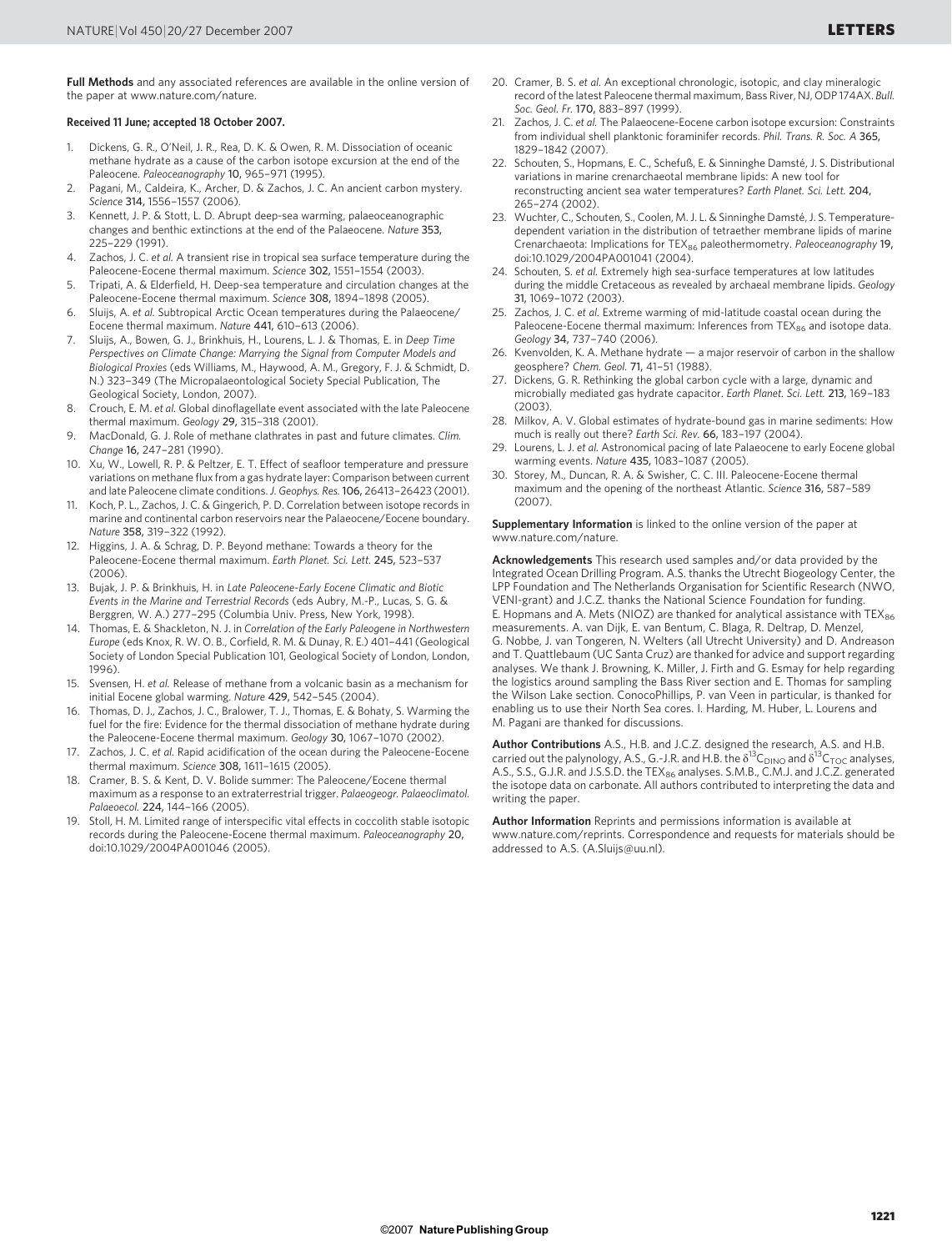**Full Methods** and any associated references are available in the online version of the paper at www.nature.com/nature.

**Received 11 June; accepted 18 October 2007.**

1. Dickens, G. R., O'Neil, J. R., Rea, D. K. & Owen, R. M. Dissociation of oceanic methane hydrate as a cause of the carbon isotope excursion at the end of the Paleocene. *Paleoceanography* **10,** 965–971 (1995).
2. Pagani, M., Caldeira, K., Archer, D. & Zachos, J. C. An ancient carbon mystery. *Science* **314,** 1556–1557 (2006).
3. Kennett, J. P. & Stott, L. D. Abrupt deep-sea warming, palaeoceanographic changes and benthic extinctions at the end of the Palaeocene. *Nature* **353,** 225–229 (1991).
4. Zachos, J. C. *et al.* A transient rise in tropical sea surface temperature during the Paleocene-Eocene thermal maximum. *Science* **302,** 1551–1554 (2003).
5. Tripati, A. & Elderfield, H. Deep-sea temperature and circulation changes at the Paleocene-Eocene thermal maximum. *Science* **308,** 1894–1898 (2005).
6. Sluijs, A. *et al.* Subtropical Arctic Ocean temperatures during the Palaeocene/Eocene thermal maximum. *Nature* **441,** 610–613 (2006).
7. Sluijs, A., Bowen, G. J., Brinkhuis, H., Lourens, L. J. & Thomas, E. in *Deep Time Perspectives on Climate Change: Marrying the Signal from Computer Models and Biological Proxies* (eds Williams, M., Haywood, A. M., Gregory, F. J. & Schmidt, D. N.) 323–349 (The Micropalaeontological Society Special Publication, The Geological Society, London, 2007).
8. Crouch, E. M. *et al.* Global dinoflagellate event associated with the late Paleocene thermal maximum. *Geology* **29,** 315–318 (2001).
9. MacDonald, G. J. Role of methane clathrates in past and future climates. *Clim. Change* **16,** 247–281 (1990).
10. Xu, W., Lowell, R. P. & Peltzer, E. T. Effect of seafloor temperature and pressure variations on methane flux from a gas hydrate layer: Comparison between current and late Paleocene climate conditions. *J. Geophys. Res.* **106,** 26413–26423 (2001).
11. Koch, P. L., Zachos, J. C. & Gingerich, P. D. Correlation between isotope records in marine and continental carbon reservoirs near the Palaeocene/Eocene boundary. *Nature* **358,** 319–322 (1992).
12. Higgins, J. A. & Schrag, D. P. Beyond methane: Towards a theory for the Paleocene-Eocene thermal maximum. *Earth Planet. Sci. Lett.* **245,** 523–537 (2006).
13. Bujak, J. P. & Brinkhuis, H. in *Late Paleocene-Early Eocene Climatic and Biotic Events in the Marine and Terrestrial Records* (eds Aubry, M.-P., Lucas, S. G. & Berggren, W. A.) 277–295 (Columbia Univ. Press, New York, 1998).
14. Thomas, E. & Shackleton, N. J. in *Correlation of the Early Paleogene in Northwestern Europe* (eds Knox, R. W. O. B., Corfield, R. M. & Dunay, R. E.) 401–441 (Geological Society of London Special Publication 101, Geological Society of London, London, 1996).
15. Svensen, H. *et al.* Release of methane from a volcanic basin as a mechanism for initial Eocene global warming. *Nature* **429,** 542–545 (2004).
16. Thomas, D. J., Zachos, J. C., Bralower, T. J., Thomas, E. & Bohaty, S. Warming the fuel for the fire: Evidence for the thermal dissociation of methane hydrate during the Paleocene-Eocene thermal maximum. *Geology* **30,** 1067–1070 (2002).
17. Zachos, J. C. *et al.* Rapid acidification of the ocean during the Paleocene-Eocene thermal maximum. *Science* **308,** 1611–1615 (2005).
18. Cramer, B. S. & Kent, D. V. Bolide summer: The Paleocene/Eocene thermal maximum as a response to an extraterrestrial trigger. *Palaeogeogr. Palaeoclimatol. Palaeoecol.* **224,** 144–166 (2005).
19. Stoll, H. M. Limited range of interspecific vital effects in coccolith stable isotopic records during the Paleocene-Eocene thermal maximum. *Paleoceanography* **20,** doi:10.1029/2004PA001046 (2005).
20. Cramer, B. S. *et al.* An exceptional chronologic, isotopic, and clay mineralogic record of the latest Paleocene thermal maximum, Bass River, NJ, ODP 174AX. *Bull. Soc. Geol. Fr.* **170,** 883–897 (1999).
21. Zachos, J. C. *et al.* The Palaeocene-Eocene carbon isotope excursion: Constraints from individual shell planktonic foraminifer records. *Phil. Trans. R. Soc. A* **365,** 1829–1842 (2007).
22. Schouten, S., Hopmans, E. C., Schefuß, E. & Sinninghe Damsté, J. S. Distributional variations in marine crenarchaeotal membrane lipids: A new tool for reconstructing ancient sea water temperatures? *Earth Planet. Sci. Lett.* **204,** 265–274 (2002).
23. Wuchter, C., Schouten, S., Coolen, M. J. L. & Sinninghe Damsté, J. S. Temperature-dependent variation in the distribution of tetraether membrane lipids of marine Crenarchaeota: Implications for $TEX_{86}$ paleothermometry. *Paleoceanography* **19,** doi:10.1029/2004PA001041 (2004).
24. Schouten, S. *et al.* Extremely high sea-surface temperatures at low latitudes during the middle Cretaceous as revealed by archaeal membrane lipids. *Geology* **31,** 1069–1072 (2003).
25. Zachos, J. C. *et al.* Extreme warming of mid-latitude coastal ocean during the Paleocene-Eocene thermal maximum: Inferences from $TEX_{86}$ and isotope data. *Geology* **34,** 737–740 (2006).
26. Kvenvolden, K. A. Methane hydrate — a major reservoir of carbon in the shallow geosphere? *Chem. Geol.* **71,** 41–51 (1988).
27. Dickens, G. R. Rethinking the global carbon cycle with a large, dynamic and microbially mediated gas hydrate capacitor. *Earth Planet. Sci. Lett.* **213,** 169–183 (2003).
28. Milkov, A. V. Global estimates of hydrate-bound gas in marine sediments: How much is really out there? *Earth Sci. Rev.* **66,** 183–197 (2004).
29. Lourens, L. J. *et al.* Astronomical pacing of late Palaeocene to early Eocene global warming events. *Nature* **435,** 1083–1087 (2005).
30. Storey, M., Duncan, R. A. & Swisher, C. C. III. Paleocene-Eocene thermal maximum and the opening of the northeast Atlantic. *Science* **316,** 587–589 (2007).

**Supplementary Information** is linked to the online version of the paper at www.nature.com/nature.

**Acknowledgements** This research used samples and/or data provided by the Integrated Ocean Drilling Program. A.S. thanks the Utrecht Biogeology Center, the LPP Foundation and The Netherlands Organisation for Scientific Research (NWO, VENI-grant) and J.C.Z. thanks the National Science Foundation for funding. E. Hopmans and A. Mets (NIOZ) are thanked for analytical assistance with $TEX_{86}$ measurements. A. van Dijk, E. van Bentum, C. Blaga, R. Deltrap, D. Menzel, G. Nobbe, J. van Tongeren, N. Welters (all Utrecht University) and D. Andreason and T. Quattlebaum (UC Santa Cruz) are thanked for advice and support regarding analyses. We thank J. Browning, K. Miller, J. Firth and G. Esmay for help regarding the logistics around sampling the Bass River section and E. Thomas for sampling the Wilson Lake section. ConocoPhillips, P. van Veen in particular, is thanked for enabling us to use their North Sea cores. I. Harding, M. Huber, L. Lourens and M. Pagani are thanked for discussions.

**Author Contributions** A.S., H.B. and J.C.Z. designed the research, A.S. and H.B. carried out the palynology, A.S., G.-J.R. and H.B. the $\delta^{13}C_{DINO}$ and $\delta^{13}C_{TOC}$ analyses, A.S., S.S., G.J.R. and J.S.S.D. the $TEX_{86}$ analyses. S.M.B., C.M.J. and J.C.Z. generated the isotope data on carbonate. All authors contributed to interpreting the data and writing the paper.

**Author Information** Reprints and permissions information is available at www.nature.com/reprints. Correspondence and requests for materials should be addressed to A.S. (A.Sluijs@uu.nl).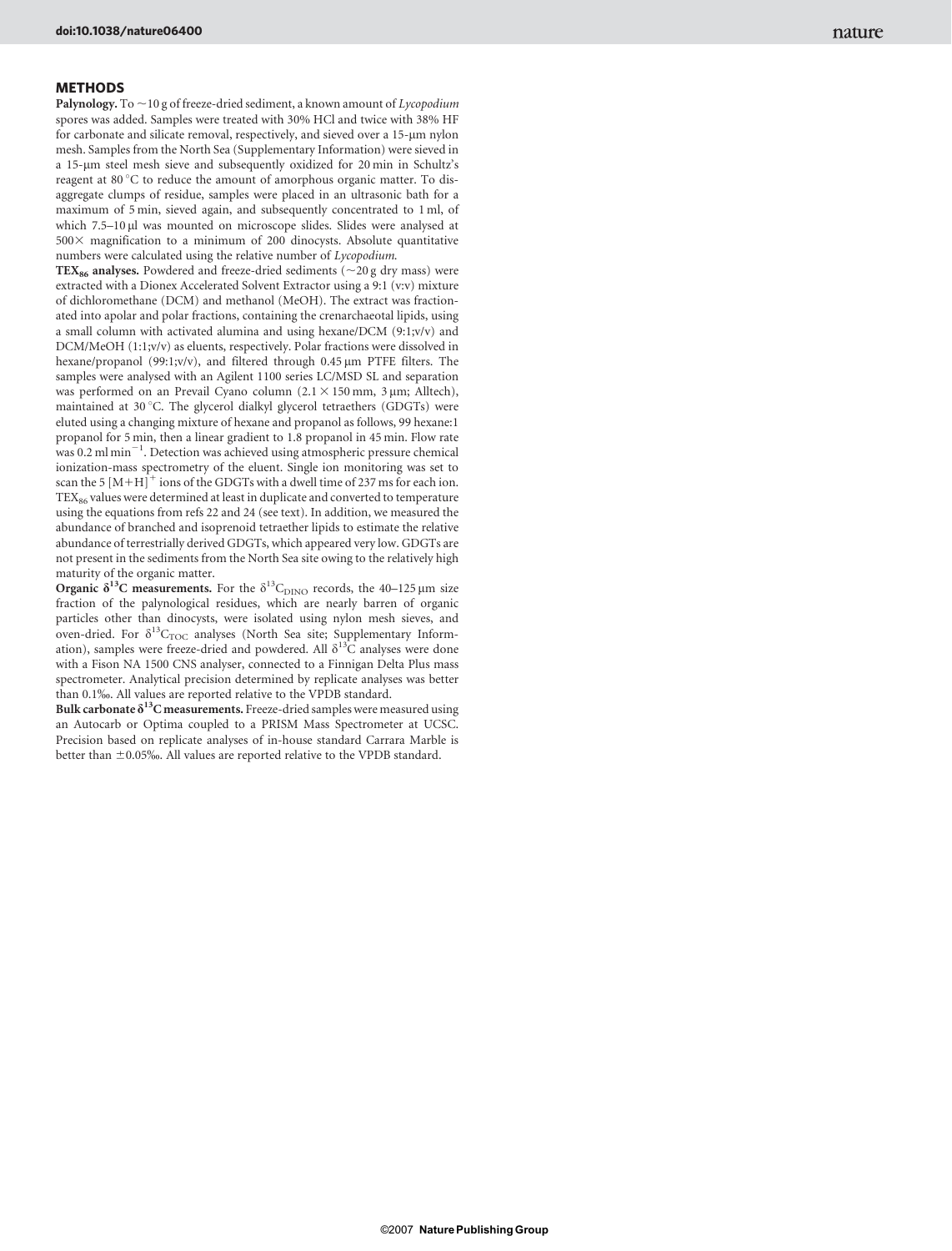## METHODS

**Palynology.** To ~10 g of freeze-dried sediment, a known amount of *Lycopodium* spores was added. Samples were treated with 30% HCl and twice with 38% HF for carbonate and silicate removal, respectively, and sieved over a 15-μm nylon mesh. Samples from the North Sea (Supplementary Information) were sieved in a 15-μm steel mesh sieve and subsequently oxidized for 20 min in Schultz's reagent at 80 °C to reduce the amount of amorphous organic matter. To disaggregate clumps of residue, samples were placed in an ultrasonic bath for a maximum of 5 min, sieved again, and subsequently concentrated to 1 ml, of which 7.5–10 μl was mounted on microscope slides. Slides were analysed at 500× magnification to a minimum of 200 dinocysts. Absolute quantitative numbers were calculated using the relative number of *Lycopodium*.

**$TEX_{86}$ analyses.** Powdered and freeze-dried sediments (~20 g dry mass) were extracted with a Dionex Accelerated Solvent Extractor using a 9:1 (v:v) mixture of dichloromethane (DCM) and methanol (MeOH). The extract was fractionated into apolar and polar fractions, containing the crenarchaeotal lipids, using a small column with activated alumina and using hexane/DCM (9:1;v/v) and DCM/MeOH (1:1;v/v) as eluents, respectively. Polar fractions were dissolved in hexane/propanol (99:1;v/v), and filtered through 0.45 μm PTFE filters. The samples were analysed with an Agilent 1100 series LC/MSD SL and separation was performed on an Prevail Cyano column (2.1 × 150 mm, 3 μm; Alltech), maintained at 30 °C. The glycerol dialkyl glycerol tetraethers (GDGTs) were eluted using a changing mixture of hexane and propanol as follows, 99 hexane:1 propanol for 5 min, then a linear gradient to 1.8 propanol in 45 min. Flow rate was 0.2 ml min$^{-1}$. Detection was achieved using atmospheric pressure chemical ionization-mass spectrometry of the eluent. Single ion monitoring was set to scan the 5 $[M+H]^+$ ions of the GDGTs with a dwell time of 237 ms for each ion. $TEX_{86}$ values were determined at least in duplicate and converted to temperature using the equations from refs 22 and 24 (see text). In addition, we measured the abundance of branched and isoprenoid tetraether lipids to estimate the relative abundance of terrestrially derived GDGTs, which appeared very low. GDGTs are not present in the sediments from the North Sea site owing to the relatively high maturity of the organic matter.

**Organic $\delta^{13}C$ measurements.** For the $\delta^{13}C_{DINO}$ records, the 40–125 μm size fraction of the palynological residues, which are nearly barren of organic particles other than dinocysts, were isolated using nylon mesh sieves, and oven-dried. For $\delta^{13}C_{TOC}$ analyses (North Sea site; Supplementary Information), samples were freeze-dried and powdered. All $\delta^{13}C$ analyses were done with a Fison NA 1500 CNS analyser, connected to a Finnigan Delta Plus mass spectrometer. Analytical precision determined by replicate analyses was better than 0.1‰. All values are reported relative to the VPDB standard.

**Bulk carbonate $\delta^{13}C$ measurements.** Freeze-dried samples were measured using an Autocarb or Optima coupled to a PRISM Mass Spectrometer at UCSC. Precision based on replicate analyses of in-house standard Carrara Marble is better than ±0.05‰. All values are reported relative to the VPDB standard.